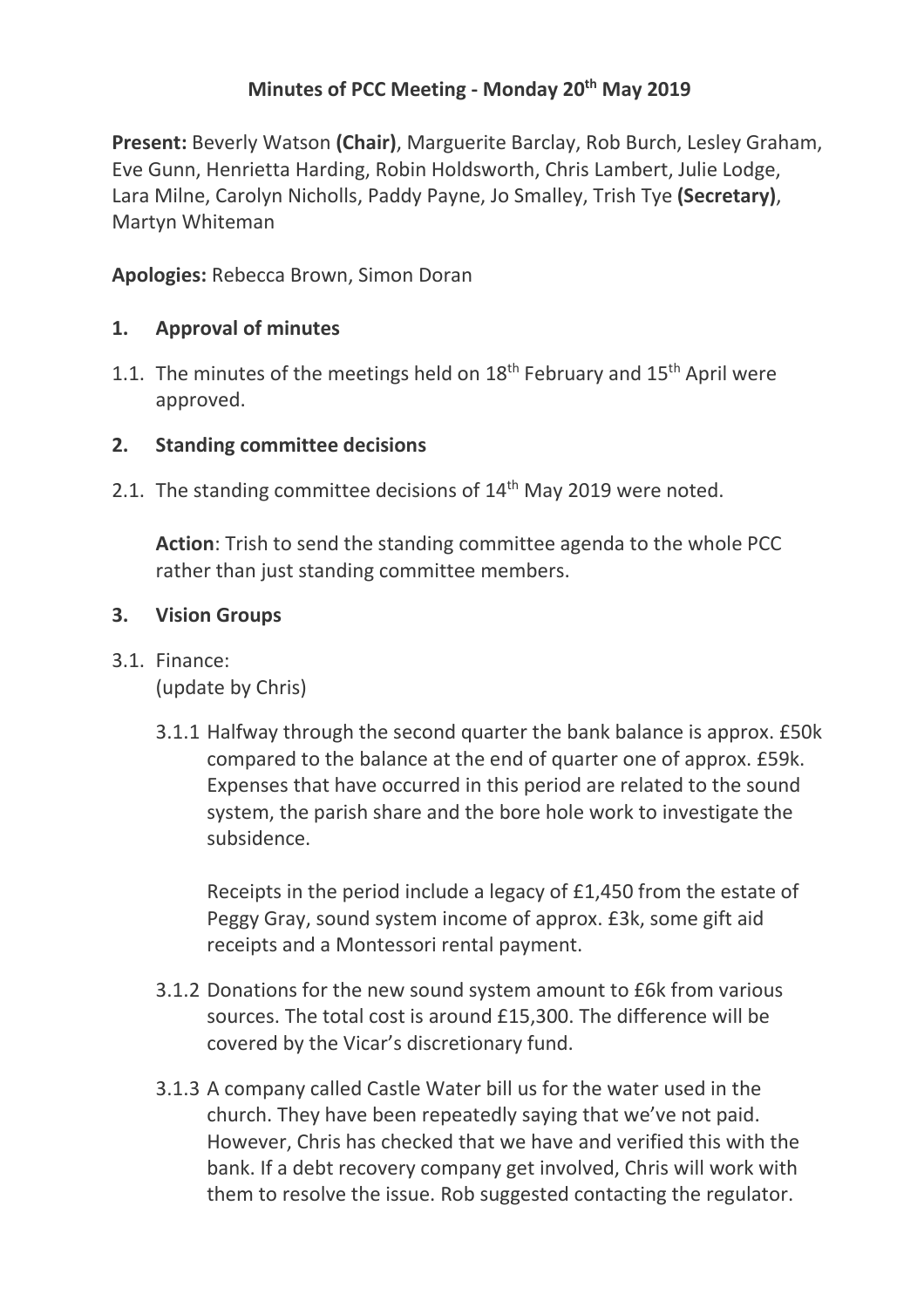# Minutes of PCC Meeting - Monday 20th May 2019

**Present:** Beverly Watson **(Chair)**, Marguerite Barclay, Rob Burch, Lesley Graham, Eve Gunn, Henrietta Harding, Robin Holdsworth, Chris Lambert, Julie Lodge, Lara Milne, Carolyn Nicholls, Paddy Payne, Jo Smalley, Trish Tye **(Secretary)**, Martyn Whiteman

**Apologies:** Rebecca Brown, Simon Doran

## 1. Approval of minutes

1.1. The minutes of the meetings held on 18th February and 15th April were approved.

## 2. Standing committee decisions

2.1. The standing committee decisions of 14th May 2019 were noted.

**Action**: Trish to send the standing committee agenda to the whole PCC rather than just standing committee members.

## 3. Vision Groups

3.1. Finance:
(update by Chris)

3.1.1 Halfway through the second quarter the bank balance is approx. £50k compared to the balance at the end of quarter one of approx. £59k. Expenses that have occurred in this period are related to the sound system, the parish share and the bore hole work to investigate the subsidence.

Receipts in the period include a legacy of £1,450 from the estate of Peggy Gray, sound system income of approx. £3k, some gift aid receipts and a Montessori rental payment.

3.1.2 Donations for the new sound system amount to £6k from various sources. The total cost is around £15,300. The difference will be covered by the Vicar's discretionary fund.

3.1.3 A company called Castle Water bill us for the water used in the church. They have been repeatedly saying that we've not paid. However, Chris has checked that we have and verified this with the bank. If a debt recovery company get involved, Chris will work with them to resolve the issue. Rob suggested contacting the regulator.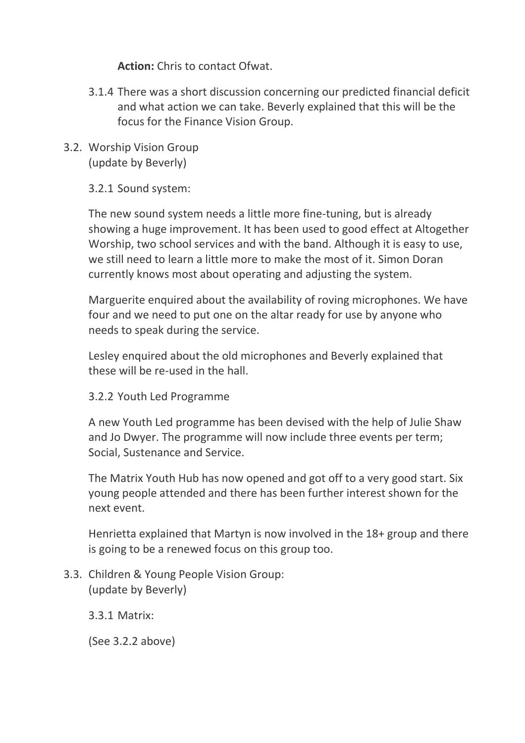**Action:** Chris to contact Ofwat.

3.1.4 There was a short discussion concerning our predicted financial deficit and what action we can take. Beverly explained that this will be the focus for the Finance Vision Group.

3.2. Worship Vision Group
(update by Beverly)

3.2.1 Sound system:

The new sound system needs a little more fine-tuning, but is already showing a huge improvement. It has been used to good effect at Altogether Worship, two school services and with the band. Although it is easy to use, we still need to learn a little more to make the most of it. Simon Doran currently knows most about operating and adjusting the system.

Marguerite enquired about the availability of roving microphones. We have four and we need to put one on the altar ready for use by anyone who needs to speak during the service.

Lesley enquired about the old microphones and Beverly explained that these will be re-used in the hall.

3.2.2 Youth Led Programme

A new Youth Led programme has been devised with the help of Julie Shaw and Jo Dwyer. The programme will now include three events per term; Social, Sustenance and Service.

The Matrix Youth Hub has now opened and got off to a very good start. Six young people attended and there has been further interest shown for the next event.

Henrietta explained that Martyn is now involved in the 18+ group and there is going to be a renewed focus on this group too.

3.3. Children & Young People Vision Group:
(update by Beverly)

3.3.1 Matrix:

(See 3.2.2 above)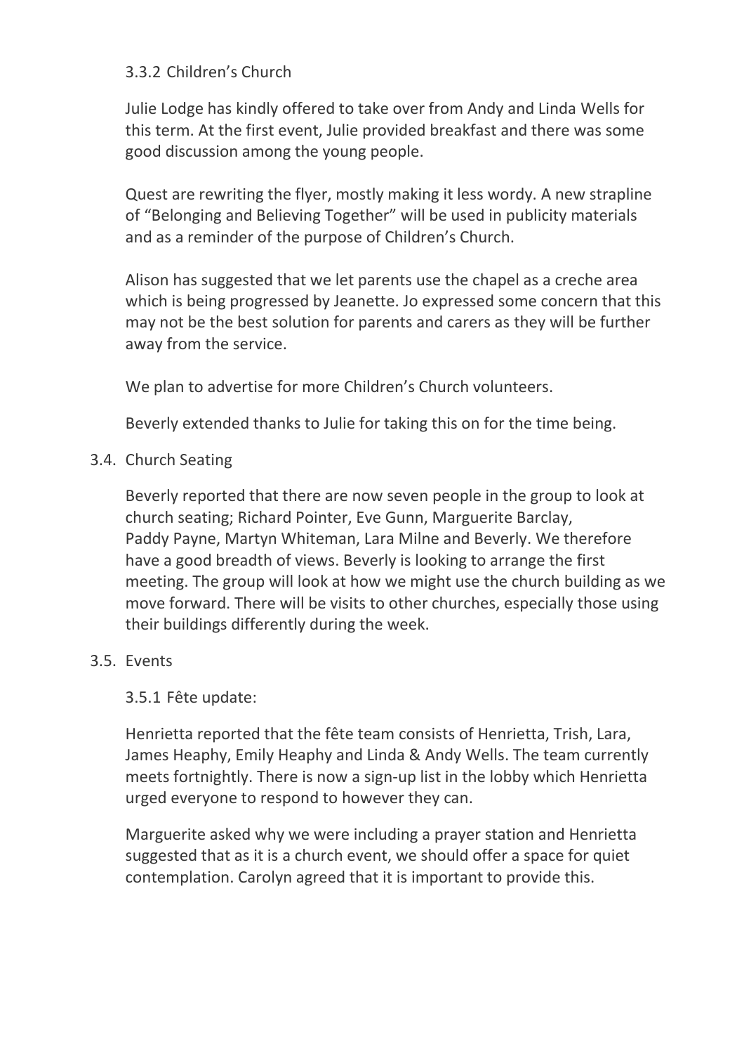#### 3.3.2 Children's Church

Julie Lodge has kindly offered to take over from Andy and Linda Wells for this term. At the first event, Julie provided breakfast and there was some good discussion among the young people.

Quest are rewriting the flyer, mostly making it less wordy. A new strapline of "Belonging and Believing Together" will be used in publicity materials and as a reminder of the purpose of Children's Church.

Alison has suggested that we let parents use the chapel as a creche area which is being progressed by Jeanette. Jo expressed some concern that this may not be the best solution for parents and carers as they will be further away from the service.

We plan to advertise for more Children's Church volunteers.

Beverly extended thanks to Julie for taking this on for the time being.

### 3.4. Church Seating

Beverly reported that there are now seven people in the group to look at church seating; Richard Pointer, Eve Gunn, Marguerite Barclay, Paddy Payne, Martyn Whiteman, Lara Milne and Beverly. We therefore have a good breadth of views. Beverly is looking to arrange the first meeting. The group will look at how we might use the church building as we move forward. There will be visits to other churches, especially those using their buildings differently during the week.

### 3.5. Events

#### 3.5.1 Fête update:

Henrietta reported that the fête team consists of Henrietta, Trish, Lara, James Heaphy, Emily Heaphy and Linda & Andy Wells. The team currently meets fortnightly. There is now a sign-up list in the lobby which Henrietta urged everyone to respond to however they can.

Marguerite asked why we were including a prayer station and Henrietta suggested that as it is a church event, we should offer a space for quiet contemplation. Carolyn agreed that it is important to provide this.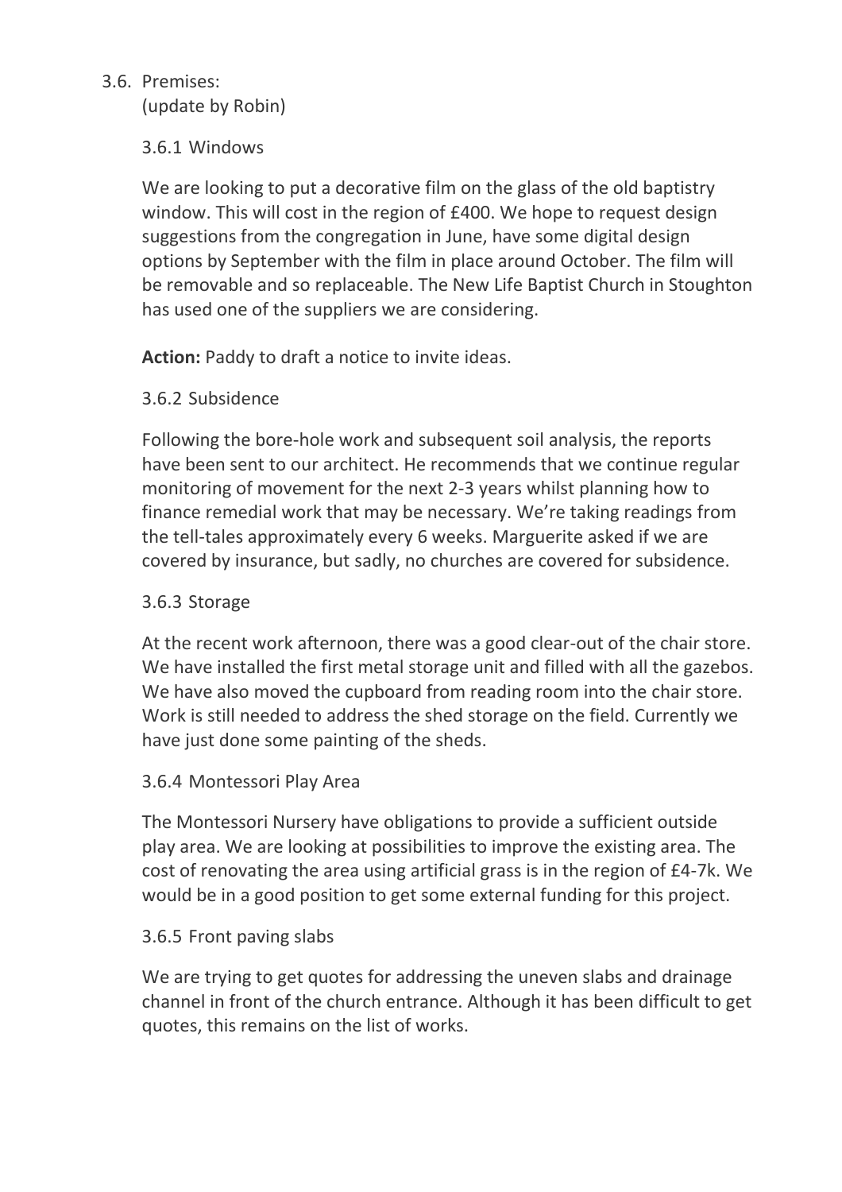### 3.6. Premises:

(update by Robin)

#### 3.6.1 Windows

We are looking to put a decorative film on the glass of the old baptistry window. This will cost in the region of £400. We hope to request design suggestions from the congregation in June, have some digital design options by September with the film in place around October. The film will be removable and so replaceable. The New Life Baptist Church in Stoughton has used one of the suppliers we are considering.

**Action:** Paddy to draft a notice to invite ideas.

#### 3.6.2 Subsidence

Following the bore-hole work and subsequent soil analysis, the reports have been sent to our architect. He recommends that we continue regular monitoring of movement for the next 2-3 years whilst planning how to finance remedial work that may be necessary. We're taking readings from the tell-tales approximately every 6 weeks. Marguerite asked if we are covered by insurance, but sadly, no churches are covered for subsidence.

#### 3.6.3 Storage

At the recent work afternoon, there was a good clear-out of the chair store. We have installed the first metal storage unit and filled with all the gazebos. We have also moved the cupboard from reading room into the chair store. Work is still needed to address the shed storage on the field. Currently we have just done some painting of the sheds.

#### 3.6.4 Montessori Play Area

The Montessori Nursery have obligations to provide a sufficient outside play area. We are looking at possibilities to improve the existing area. The cost of renovating the area using artificial grass is in the region of £4-7k. We would be in a good position to get some external funding for this project.

#### 3.6.5 Front paving slabs

We are trying to get quotes for addressing the uneven slabs and drainage channel in front of the church entrance. Although it has been difficult to get quotes, this remains on the list of works.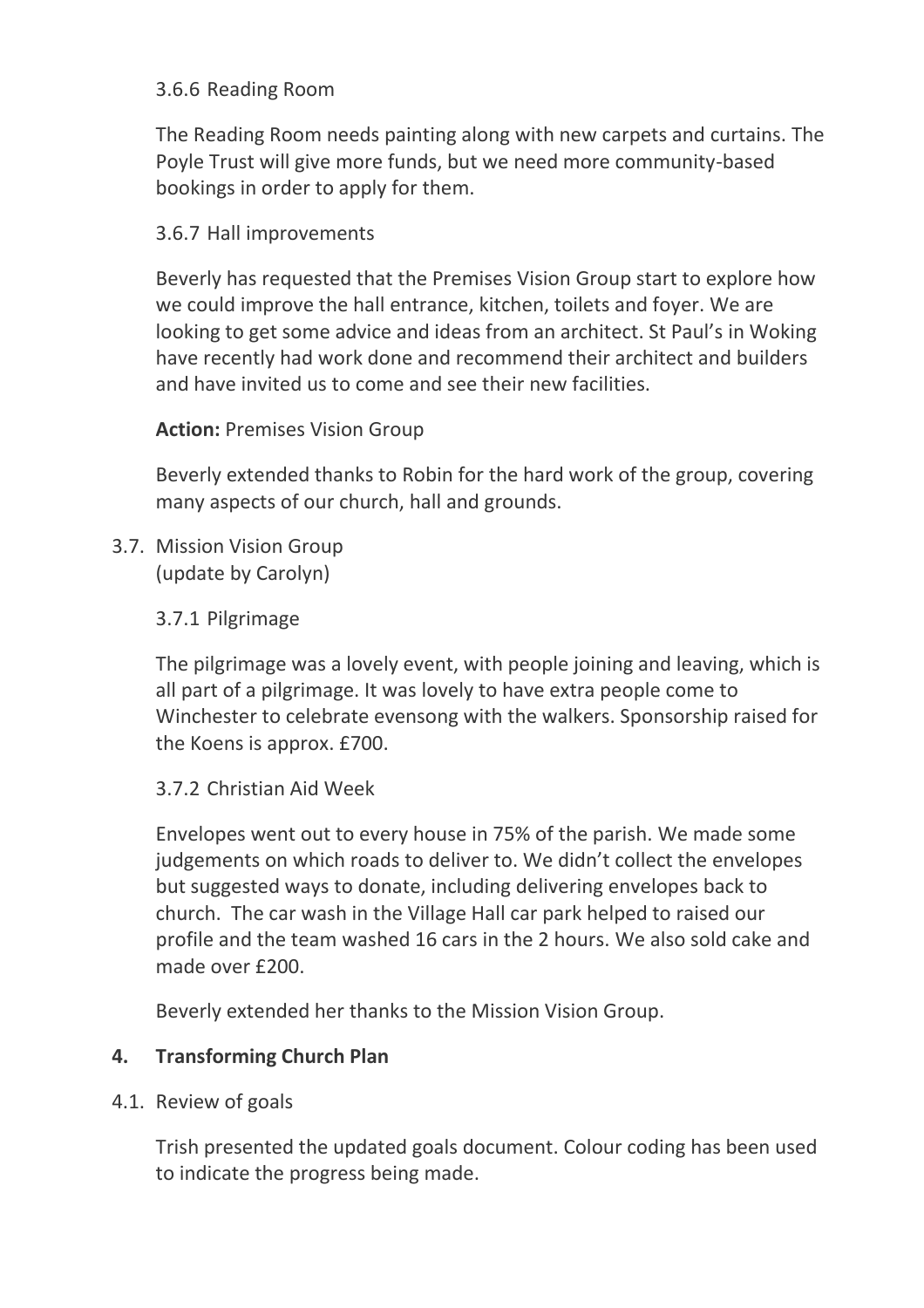3.6.6 Reading Room

The Reading Room needs painting along with new carpets and curtains. The Poyle Trust will give more funds, but we need more community-based bookings in order to apply for them.

3.6.7 Hall improvements

Beverly has requested that the Premises Vision Group start to explore how we could improve the hall entrance, kitchen, toilets and foyer. We are looking to get some advice and ideas from an architect. St Paul's in Woking have recently had work done and recommend their architect and builders and have invited us to come and see their new facilities.

**Action:** Premises Vision Group

Beverly extended thanks to Robin for the hard work of the group, covering many aspects of our church, hall and grounds.

3.7. Mission Vision Group
(update by Carolyn)

3.7.1 Pilgrimage

The pilgrimage was a lovely event, with people joining and leaving, which is all part of a pilgrimage. It was lovely to have extra people come to Winchester to celebrate evensong with the walkers. Sponsorship raised for the Koens is approx. £700.

3.7.2 Christian Aid Week

Envelopes went out to every house in 75% of the parish. We made some judgements on which roads to deliver to. We didn't collect the envelopes but suggested ways to donate, including delivering envelopes back to church. The car wash in the Village Hall car park helped to raised our profile and the team washed 16 cars in the 2 hours. We also sold cake and made over £200.

Beverly extended her thanks to the Mission Vision Group.

## 4. Transforming Church Plan

4.1. Review of goals

Trish presented the updated goals document. Colour coding has been used to indicate the progress being made.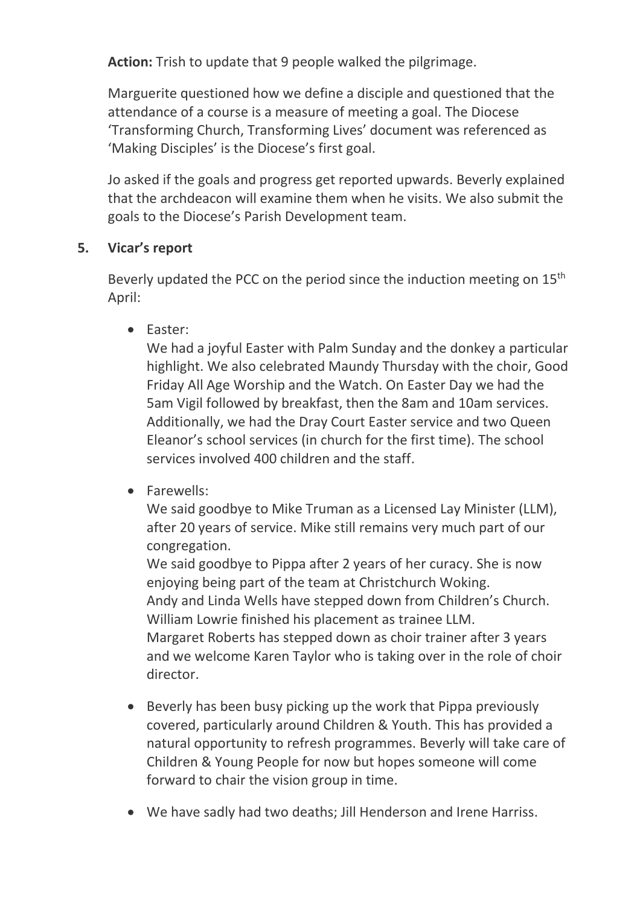**Action:** Trish to update that 9 people walked the pilgrimage.

Marguerite questioned how we define a disciple and questioned that the attendance of a course is a measure of meeting a goal. The Diocese 'Transforming Church, Transforming Lives' document was referenced as 'Making Disciples' is the Diocese's first goal.

Jo asked if the goals and progress get reported upwards. Beverly explained that the archdeacon will examine them when he visits. We also submit the goals to the Diocese's Parish Development team.

## 5. Vicar's report

Beverly updated the PCC on the period since the induction meeting on 15th April:

- Easter:
  We had a joyful Easter with Palm Sunday and the donkey a particular highlight. We also celebrated Maundy Thursday with the choir, Good Friday All Age Worship and the Watch. On Easter Day we had the 5am Vigil followed by breakfast, then the 8am and 10am services. Additionally, we had the Dray Court Easter service and two Queen Eleanor's school services (in church for the first time). The school services involved 400 children and the staff.

- Farewells:
  We said goodbye to Mike Truman as a Licensed Lay Minister (LLM), after 20 years of service. Mike still remains very much part of our congregation.
  We said goodbye to Pippa after 2 years of her curacy. She is now enjoying being part of the team at Christchurch Woking.
  Andy and Linda Wells have stepped down from Children's Church.
  William Lowrie finished his placement as trainee LLM.
  Margaret Roberts has stepped down as choir trainer after 3 years and we welcome Karen Taylor who is taking over in the role of choir director.

- Beverly has been busy picking up the work that Pippa previously covered, particularly around Children & Youth. This has provided a natural opportunity to refresh programmes. Beverly will take care of Children & Young People for now but hopes someone will come forward to chair the vision group in time.

- We have sadly had two deaths; Jill Henderson and Irene Harriss.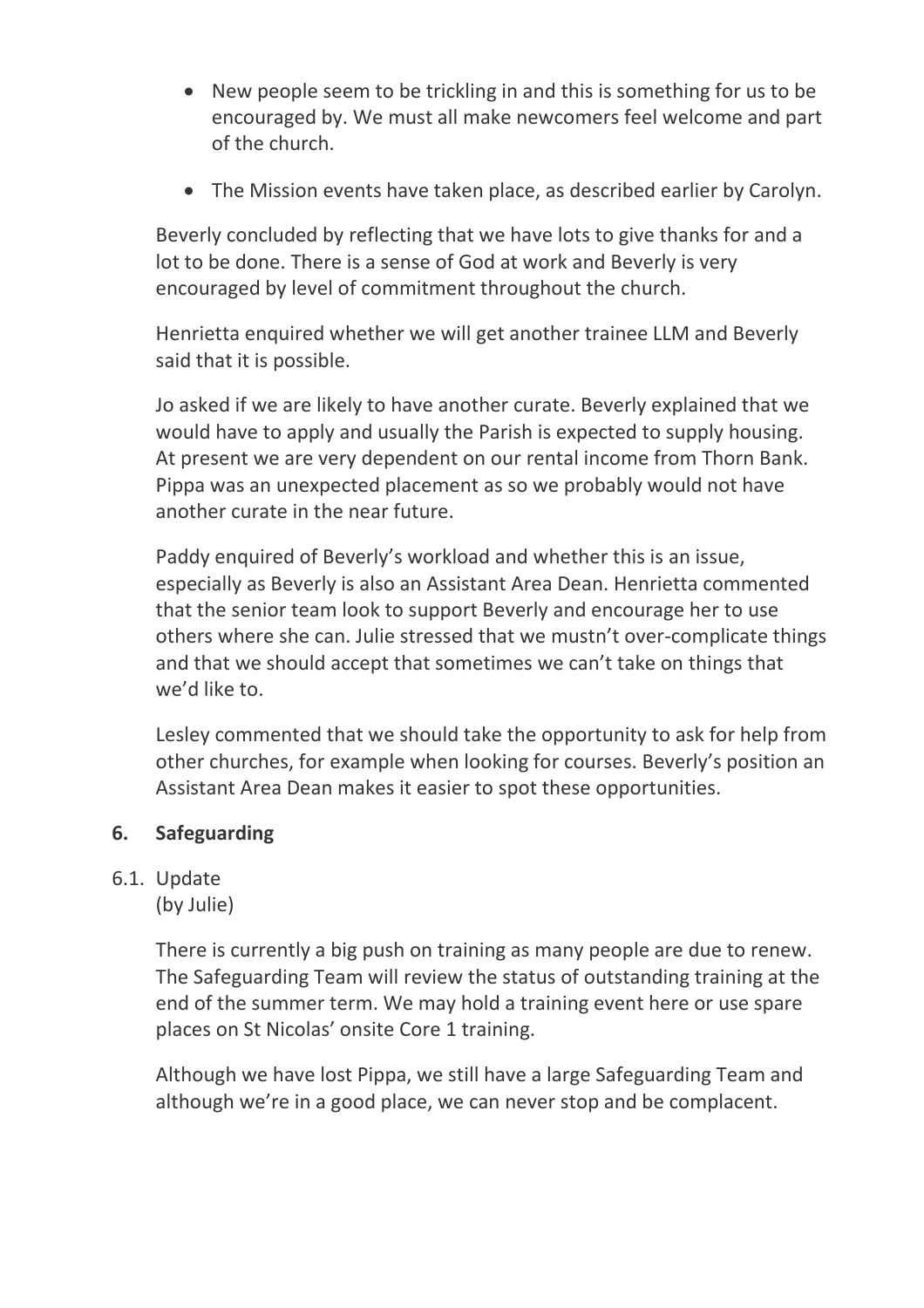- New people seem to be trickling in and this is something for us to be encouraged by. We must all make newcomers feel welcome and part of the church.
- The Mission events have taken place, as described earlier by Carolyn.

Beverly concluded by reflecting that we have lots to give thanks for and a lot to be done. There is a sense of God at work and Beverly is very encouraged by level of commitment throughout the church.

Henrietta enquired whether we will get another trainee LLM and Beverly said that it is possible.

Jo asked if we are likely to have another curate. Beverly explained that we would have to apply and usually the Parish is expected to supply housing. At present we are very dependent on our rental income from Thorn Bank. Pippa was an unexpected placement as so we probably would not have another curate in the near future.

Paddy enquired of Beverly's workload and whether this is an issue, especially as Beverly is also an Assistant Area Dean. Henrietta commented that the senior team look to support Beverly and encourage her to use others where she can. Julie stressed that we mustn't over-complicate things and that we should accept that sometimes we can't take on things that we'd like to.

Lesley commented that we should take the opportunity to ask for help from other churches, for example when looking for courses. Beverly's position an Assistant Area Dean makes it easier to spot these opportunities.

## 6. Safeguarding

6.1. Update
(by Julie)

There is currently a big push on training as many people are due to renew. The Safeguarding Team will review the status of outstanding training at the end of the summer term. We may hold a training event here or use spare places on St Nicolas' onsite Core 1 training.

Although we have lost Pippa, we still have a large Safeguarding Team and although we're in a good place, we can never stop and be complacent.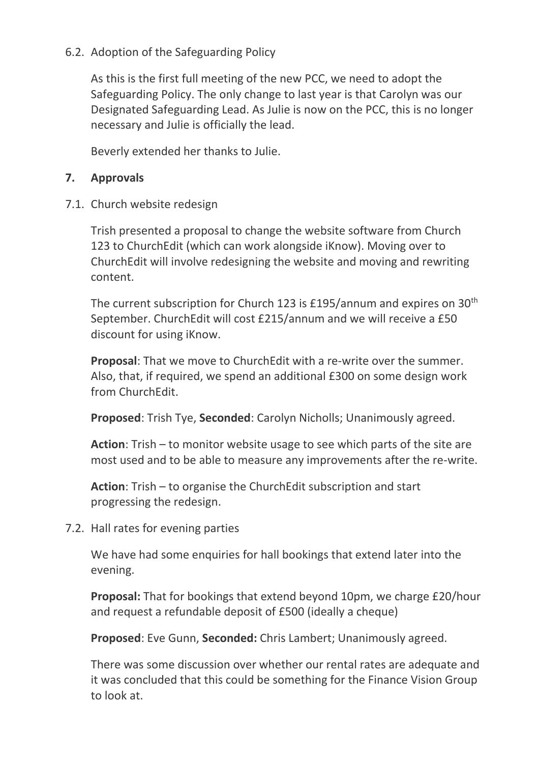6.2. Adoption of the Safeguarding Policy

As this is the first full meeting of the new PCC, we need to adopt the Safeguarding Policy. The only change to last year is that Carolyn was our Designated Safeguarding Lead. As Julie is now on the PCC, this is no longer necessary and Julie is officially the lead.

Beverly extended her thanks to Julie.

## 7. Approvals

7.1. Church website redesign

Trish presented a proposal to change the website software from Church 123 to ChurchEdit (which can work alongside iKnow). Moving over to ChurchEdit will involve redesigning the website and moving and rewriting content.

The current subscription for Church 123 is £195/annum and expires on 30th September. ChurchEdit will cost £215/annum and we will receive a £50 discount for using iKnow.

**Proposal**: That we move to ChurchEdit with a re-write over the summer. Also, that, if required, we spend an additional £300 on some design work from ChurchEdit.

**Proposed**: Trish Tye, **Seconded**: Carolyn Nicholls; Unanimously agreed.

**Action**: Trish – to monitor website usage to see which parts of the site are most used and to be able to measure any improvements after the re-write.

**Action**: Trish – to organise the ChurchEdit subscription and start progressing the redesign.

7.2. Hall rates for evening parties

We have had some enquiries for hall bookings that extend later into the evening.

**Proposal:** That for bookings that extend beyond 10pm, we charge £20/hour and request a refundable deposit of £500 (ideally a cheque)

**Proposed**: Eve Gunn, **Seconded:** Chris Lambert; Unanimously agreed.

There was some discussion over whether our rental rates are adequate and it was concluded that this could be something for the Finance Vision Group to look at.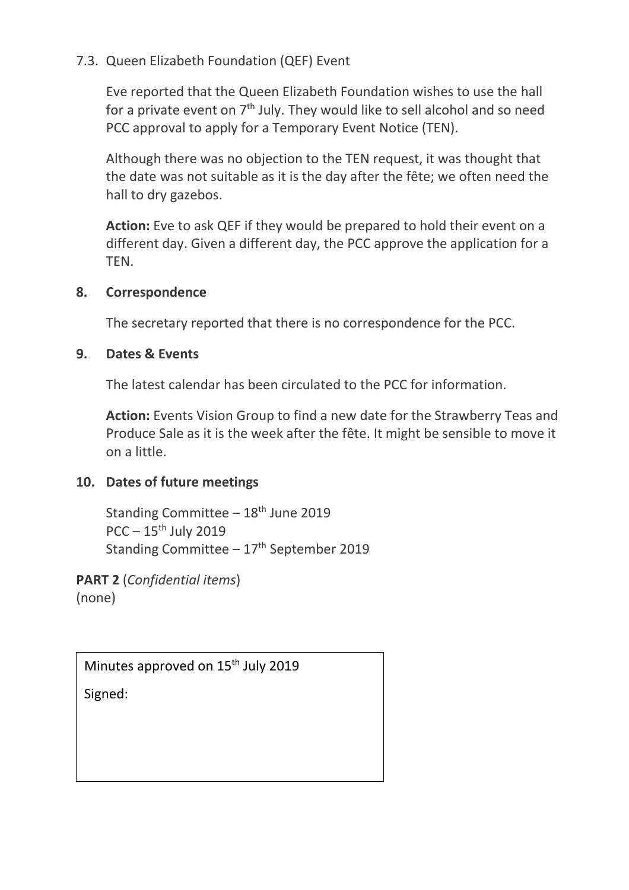### 7.3. Queen Elizabeth Foundation (QEF) Event

Eve reported that the Queen Elizabeth Foundation wishes to use the hall for a private event on 7th July. They would like to sell alcohol and so need PCC approval to apply for a Temporary Event Notice (TEN).

Although there was no objection to the TEN request, it was thought that the date was not suitable as it is the day after the fête; we often need the hall to dry gazebos.

**Action:** Eve to ask QEF if they would be prepared to hold their event on a different day. Given a different day, the PCC approve the application for a TEN.

## 8. Correspondence

The secretary reported that there is no correspondence for the PCC.

## 9. Dates & Events

The latest calendar has been circulated to the PCC for information.

**Action:** Events Vision Group to find a new date for the Strawberry Teas and Produce Sale as it is the week after the fête. It might be sensible to move it on a little.

## 10. Dates of future meetings

Standing Committee – 18th June 2019
PCC – 15th July 2019
Standing Committee – 17th September 2019

**PART 2** (*Confidential items*)
(none)

Minutes approved on 15th July 2019

Signed: